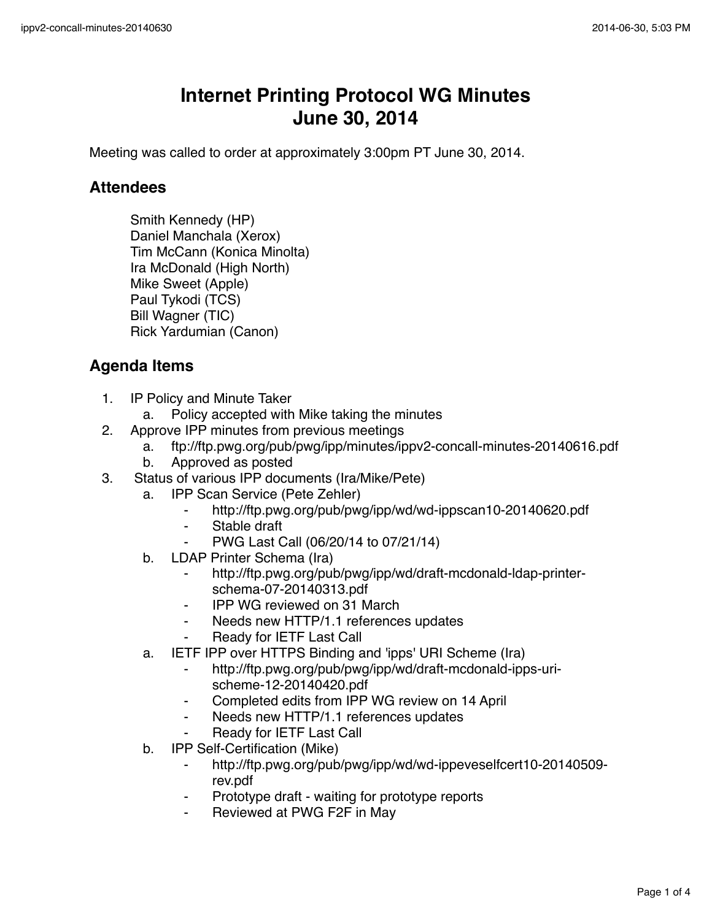# Internet Printing Protocol WG Minutes
# June 30, 2014

Meeting was called to order at approximately 3:00pm PT June 30, 2014.

## Attendees

Smith Kennedy (HP)
Daniel Manchala (Xerox)
Tim McCann (Konica Minolta)
Ira McDonald (High North)
Mike Sweet (Apple)
Paul Tykodi (TCS)
Bill Wagner (TIC)
Rick Yardumian (Canon)

## Agenda Items

1. IP Policy and Minute Taker
    a. Policy accepted with Mike taking the minutes
2. Approve IPP minutes from previous meetings
    a. ftp://ftp.pwg.org/pub/pwg/ipp/minutes/ippv2-concall-minutes-20140616.pdf
    b. Approved as posted
3. Status of various IPP documents (Ira/Mike/Pete)
    a. IPP Scan Service (Pete Zehler)
        - http://ftp.pwg.org/pub/pwg/ipp/wd/wd-ippscan10-20140620.pdf
        - Stable draft
        - PWG Last Call (06/20/14 to 07/21/14)
    b. LDAP Printer Schema (Ira)
        - http://ftp.pwg.org/pub/pwg/ipp/wd/draft-mcdonald-ldap-printer-schema-07-20140313.pdf
        - IPP WG reviewed on 31 March
        - Needs new HTTP/1.1 references updates
        - Ready for IETF Last Call
    a. IETF IPP over HTTPS Binding and 'ipps' URI Scheme (Ira)
        - http://ftp.pwg.org/pub/pwg/ipp/wd/draft-mcdonald-ipps-uri-scheme-12-20140420.pdf
        - Completed edits from IPP WG review on 14 April
        - Needs new HTTP/1.1 references updates
        - Ready for IETF Last Call
    b. IPP Self-Certification (Mike)
        - http://ftp.pwg.org/pub/pwg/ipp/wd/wd-ippeveselfcert10-20140509-rev.pdf
        - Prototype draft - waiting for prototype reports
        - Reviewed at PWG F2F in May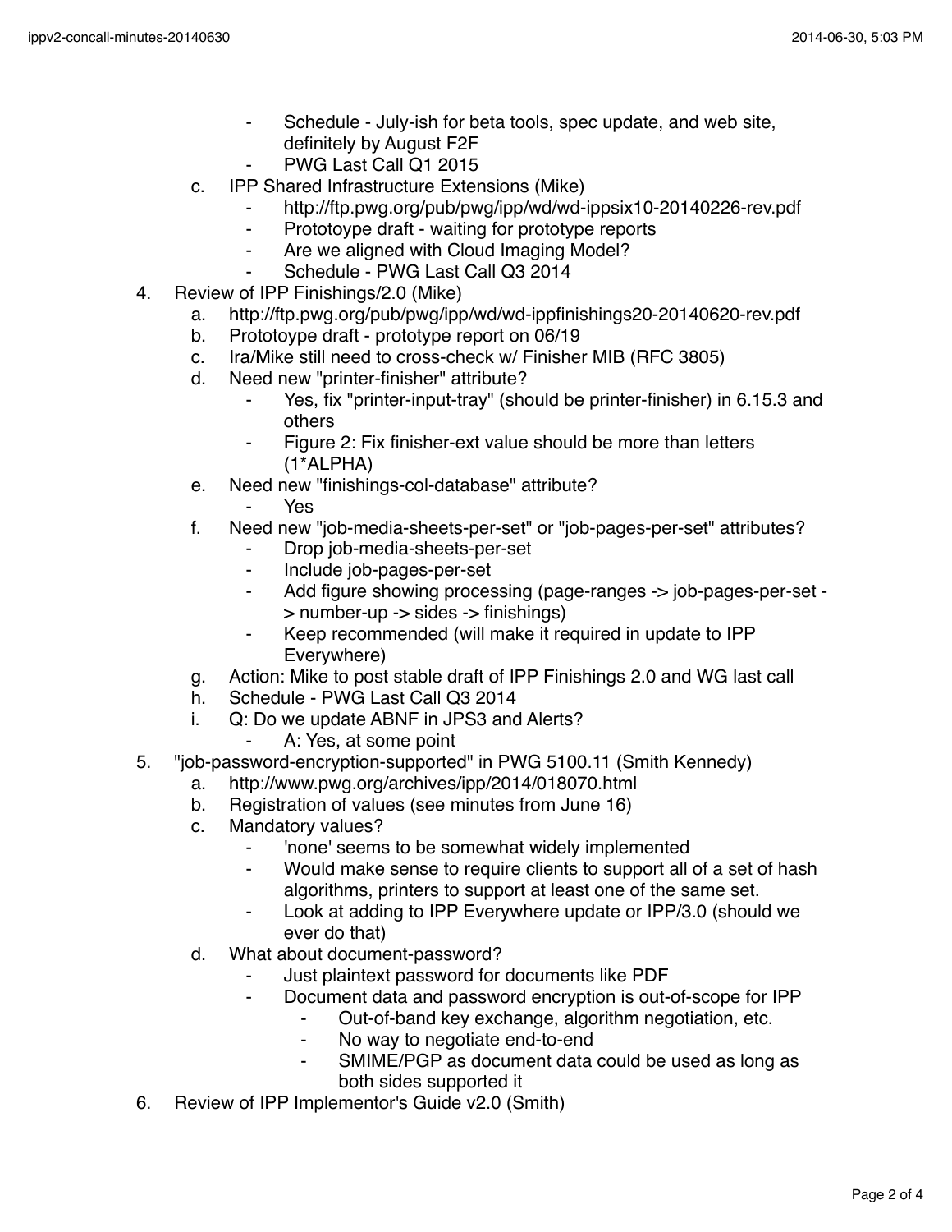- Schedule - July-ish for beta tools, spec update, and web site, definitely by August F2F
      - PWG Last Call Q1 2015
   c. IPP Shared Infrastructure Extensions (Mike)
      - http://ftp.pwg.org/pub/pwg/ipp/wd/wd-ippsix10-20140226-rev.pdf
      - Prototoype draft - waiting for prototype reports
      - Are we aligned with Cloud Imaging Model?
      - Schedule - PWG Last Call Q3 2014
4. Review of IPP Finishings/2.0 (Mike)
   a. http://ftp.pwg.org/pub/pwg/ipp/wd/wd-ippfinishings20-20140620-rev.pdf
   b. Prototoype draft - prototype report on 06/19
   c. Ira/Mike still need to cross-check w/ Finisher MIB (RFC 3805)
   d. Need new "printer-finisher" attribute?
      - Yes, fix "printer-input-tray" (should be printer-finisher) in 6.15.3 and others
      - Figure 2: Fix finisher-ext value should be more than letters (1*ALPHA)
   e. Need new "finishings-col-database" attribute?
      - Yes
   f. Need new "job-media-sheets-per-set" or "job-pages-per-set" attributes?
      - Drop job-media-sheets-per-set
      - Include job-pages-per-set
      - Add figure showing processing (page-ranges -> job-pages-per-set -> number-up -> sides -> finishings)
      - Keep recommended (will make it required in update to IPP Everywhere)
   g. Action: Mike to post stable draft of IPP Finishings 2.0 and WG last call
   h. Schedule - PWG Last Call Q3 2014
   i. Q: Do we update ABNF in JPS3 and Alerts?
      - A: Yes, at some point
5. "job-password-encryption-supported" in PWG 5100.11 (Smith Kennedy)
   a. http://www.pwg.org/archives/ipp/2014/018070.html
   b. Registration of values (see minutes from June 16)
   c. Mandatory values?
      - 'none' seems to be somewhat widely implemented
      - Would make sense to require clients to support all of a set of hash algorithms, printers to support at least one of the same set.
      - Look at adding to IPP Everywhere update or IPP/3.0 (should we ever do that)
   d. What about document-password?
      - Just plaintext password for documents like PDF
      - Document data and password encryption is out-of-scope for IPP
         - Out-of-band key exchange, algorithm negotiation, etc.
         - No way to negotiate end-to-end
         - SMIME/PGP as document data could be used as long as both sides supported it
6. Review of IPP Implementor's Guide v2.0 (Smith)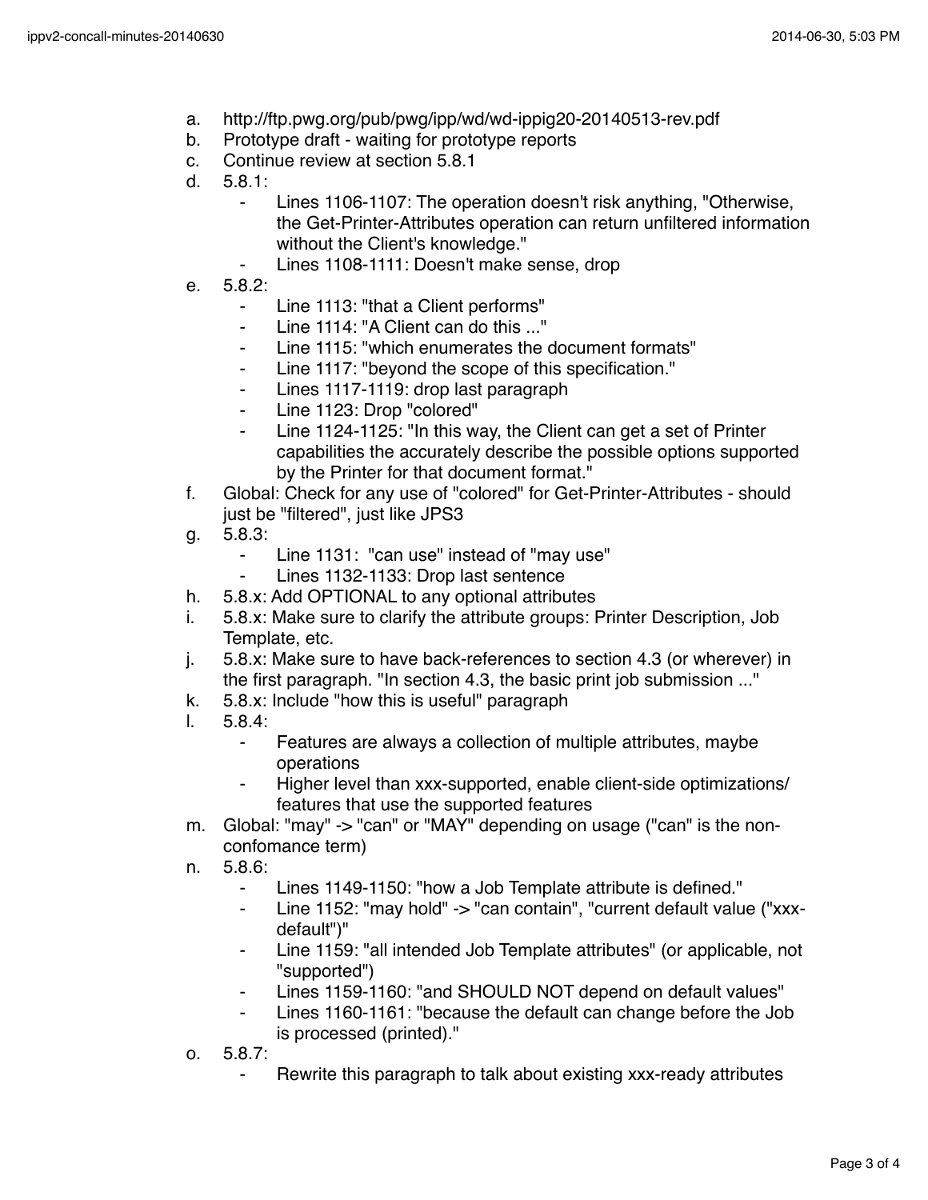a. http://ftp.pwg.org/pub/pwg/ipp/wd/wd-ippig20-20140513-rev.pdf
b. Prototype draft - waiting for prototype reports
c. Continue review at section 5.8.1
d. 5.8.1:
   - Lines 1106-1107: The operation doesn't risk anything, "Otherwise, the Get-Printer-Attributes operation can return unfiltered information without the Client's knowledge."
   - Lines 1108-1111: Doesn't make sense, drop
e. 5.8.2:
   - Line 1113: "that a Client performs"
   - Line 1114: "A Client can do this ..."
   - Line 1115: "which enumerates the document formats"
   - Line 1117: "beyond the scope of this specification."
   - Lines 1117-1119: drop last paragraph
   - Line 1123: Drop "colored"
   - Line 1124-1125: "In this way, the Client can get a set of Printer capabilities the accurately describe the possible options supported by the Printer for that document format."
f. Global: Check for any use of "colored" for Get-Printer-Attributes - should just be "filtered", just like JPS3
g. 5.8.3:
   - Line 1131: "can use" instead of "may use"
   - Lines 1132-1133: Drop last sentence
h. 5.8.x: Add OPTIONAL to any optional attributes
i. 5.8.x: Make sure to clarify the attribute groups: Printer Description, Job Template, etc.
j. 5.8.x: Make sure to have back-references to section 4.3 (or wherever) in the first paragraph. "In section 4.3, the basic print job submission ..."
k. 5.8.x: Include "how this is useful" paragraph
l. 5.8.4:
   - Features are always a collection of multiple attributes, maybe operations
   - Higher level than xxx-supported, enable client-side optimizations/ features that use the supported features
m. Global: "may" -> "can" or "MAY" depending on usage ("can" is the non-confomance term)
n. 5.8.6:
   - Lines 1149-1150: "how a Job Template attribute is defined."
   - Line 1152: "may hold" -> "can contain", "current default value ("xxx-default")"
   - Line 1159: "all intended Job Template attributes" (or applicable, not "supported")
   - Lines 1159-1160: "and SHOULD NOT depend on default values"
   - Lines 1160-1161: "because the default can change before the Job is processed (printed)."
o. 5.8.7:
   - Rewrite this paragraph to talk about existing xxx-ready attributes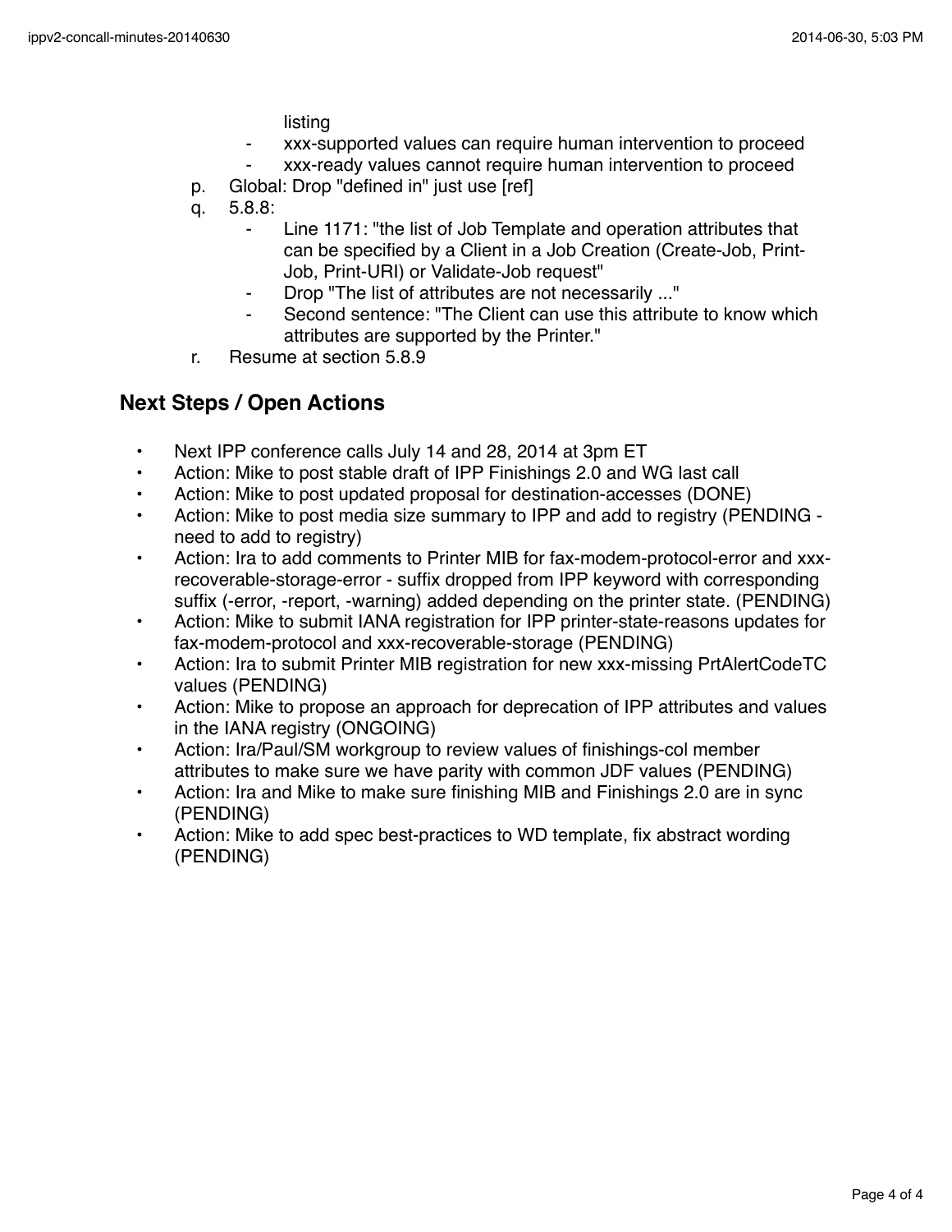listing
    - xxx-supported values can require human intervention to proceed
    - xxx-ready values cannot require human intervention to proceed

p. Global: Drop "defined in" just use [ref]

q. 5.8.8:
    - Line 1171: "the list of Job Template and operation attributes that can be specified by a Client in a Job Creation (Create-Job, Print-Job, Print-URI) or Validate-Job request"
    - Drop "The list of attributes are not necessarily ..."
    - Second sentence: "The Client can use this attribute to know which attributes are supported by the Printer."

r. Resume at section 5.8.9

## Next Steps / Open Actions

- Next IPP conference calls July 14 and 28, 2014 at 3pm ET
- Action: Mike to post stable draft of IPP Finishings 2.0 and WG last call
- Action: Mike to post updated proposal for destination-accesses (DONE)
- Action: Mike to post media size summary to IPP and add to registry (PENDING - need to add to registry)
- Action: Ira to add comments to Printer MIB for fax-modem-protocol-error and xxx-recoverable-storage-error - suffix dropped from IPP keyword with corresponding suffix (-error, -report, -warning) added depending on the printer state. (PENDING)
- Action: Mike to submit IANA registration for IPP printer-state-reasons updates for fax-modem-protocol and xxx-recoverable-storage (PENDING)
- Action: Ira to submit Printer MIB registration for new xxx-missing PrtAlertCodeTC values (PENDING)
- Action: Mike to propose an approach for deprecation of IPP attributes and values in the IANA registry (ONGOING)
- Action: Ira/Paul/SM workgroup to review values of finishings-col member attributes to make sure we have parity with common JDF values (PENDING)
- Action: Ira and Mike to make sure finishing MIB and Finishings 2.0 are in sync (PENDING)
- Action: Mike to add spec best-practices to WD template, fix abstract wording (PENDING)